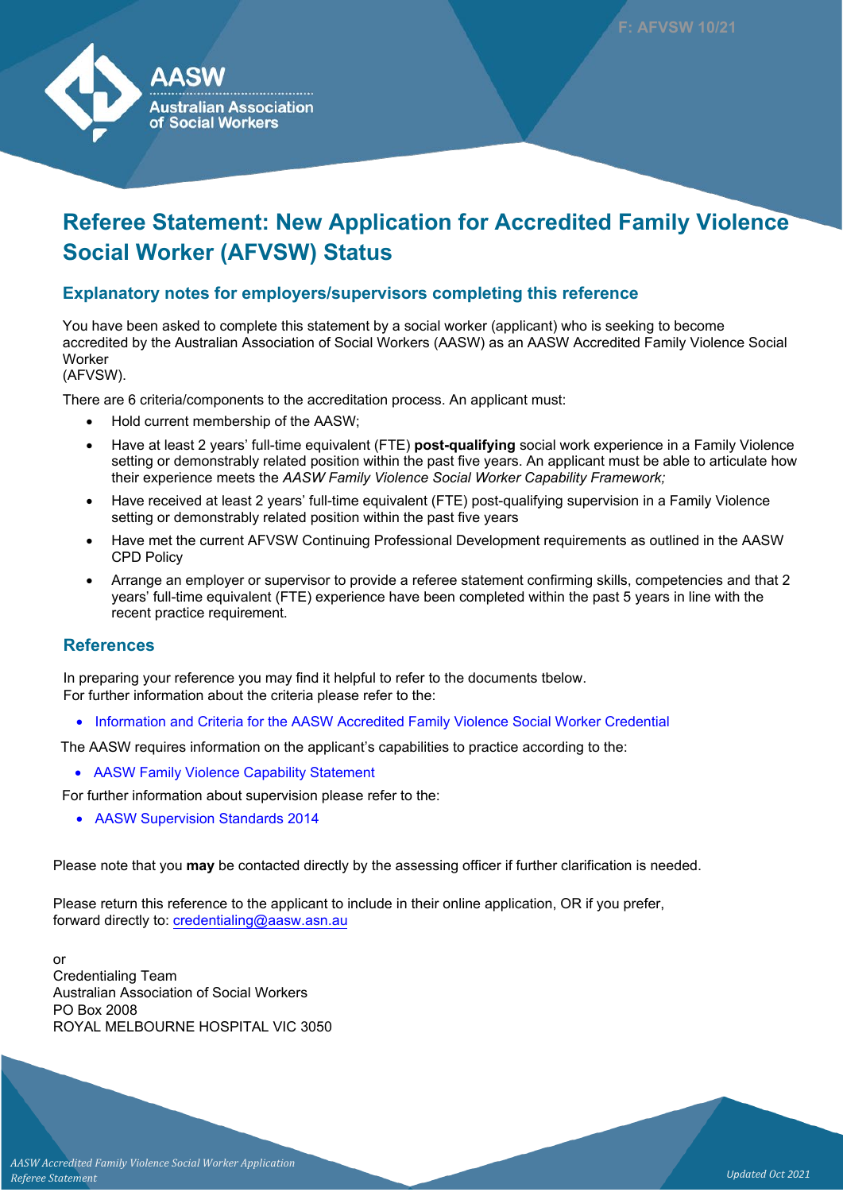# Referee Statement: New Application for Accredited Family Violence Social Worker (AFVSW) Status

## Explanatory notes for employers/supervisors completing this reference

You have been asked to complete this statement by a social worker (applicant) who is seeking to become accredited by the Australian Association of Social Workers (AASW) as an AASW Accredited Family Violence Social Worker (AFVSW).

There are 6 criteria/components to the accreditation process. An applicant must:

- Hold current membership of the AASW;
- Have at least 2 years' full-time equivalent (FTE) **post-qualifying** social work experience in a Family Violence setting or demonstrably related position within the past five years. An applicant must be able to articulate how their experience meets the *AASW Family Violence Social Worker Capability Framework;*
- Have received at least 2 years' full-time equivalent (FTE) post-qualifying supervision in a Family Violence setting or demonstrably related position within the past five years
- Have met the current AFVSW Continuing Professional Development requirements as outlined in the AASW CPD Policy
- Arrange an employer or supervisor to provide a referee statement confirming skills, competencies and that 2 years' full-time equivalent (FTE) experience have been completed within the past 5 years in line with the recent practice requirement.

## References

In preparing your reference you may find it helpful to refer to the documents tbelow.
For further information about the criteria please refer to the:

- Information and Criteria for the AASW Accredited Family Violence Social Worker Credential

The AASW requires information on the applicant's capabilities to practice according to the:

- AASW Family Violence Capability Statement

For further information about supervision please refer to the:

- AASW Supervision Standards 2014

Please note that you **may** be contacted directly by the assessing officer if further clarification is needed.

Please return this reference to the applicant to include in their online application, OR if you prefer, forward directly to: credentialing@aasw.asn.au

or
Credentialing Team
Australian Association of Social Workers
PO Box 2008
ROYAL MELBOURNE HOSPITAL VIC 3050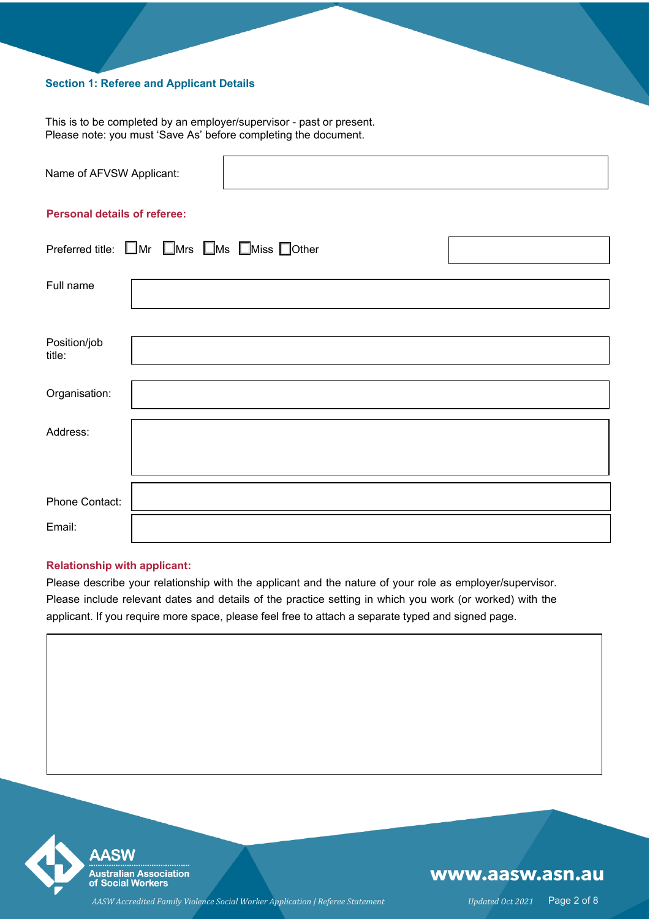## Section 1: Referee and Applicant Details

This is to be completed by an employer/supervisor - past or present.
Please note: you must 'Save As' before completing the document.

Name of AFVSW Applicant:

### Personal details of referee:

Preferred title: ☐ Mr ☐ Mrs ☐ Ms ☐ Miss ☐ Other

Full name

Position/job title:

Organisation:

Address:

Phone Contact:

Email:

### Relationship with applicant:

Please describe your relationship with the applicant and the nature of your role as employer/supervisor. Please include relevant dates and details of the practice setting in which you work (or worked) with the applicant. If you require more space, please feel free to attach a separate typed and signed page.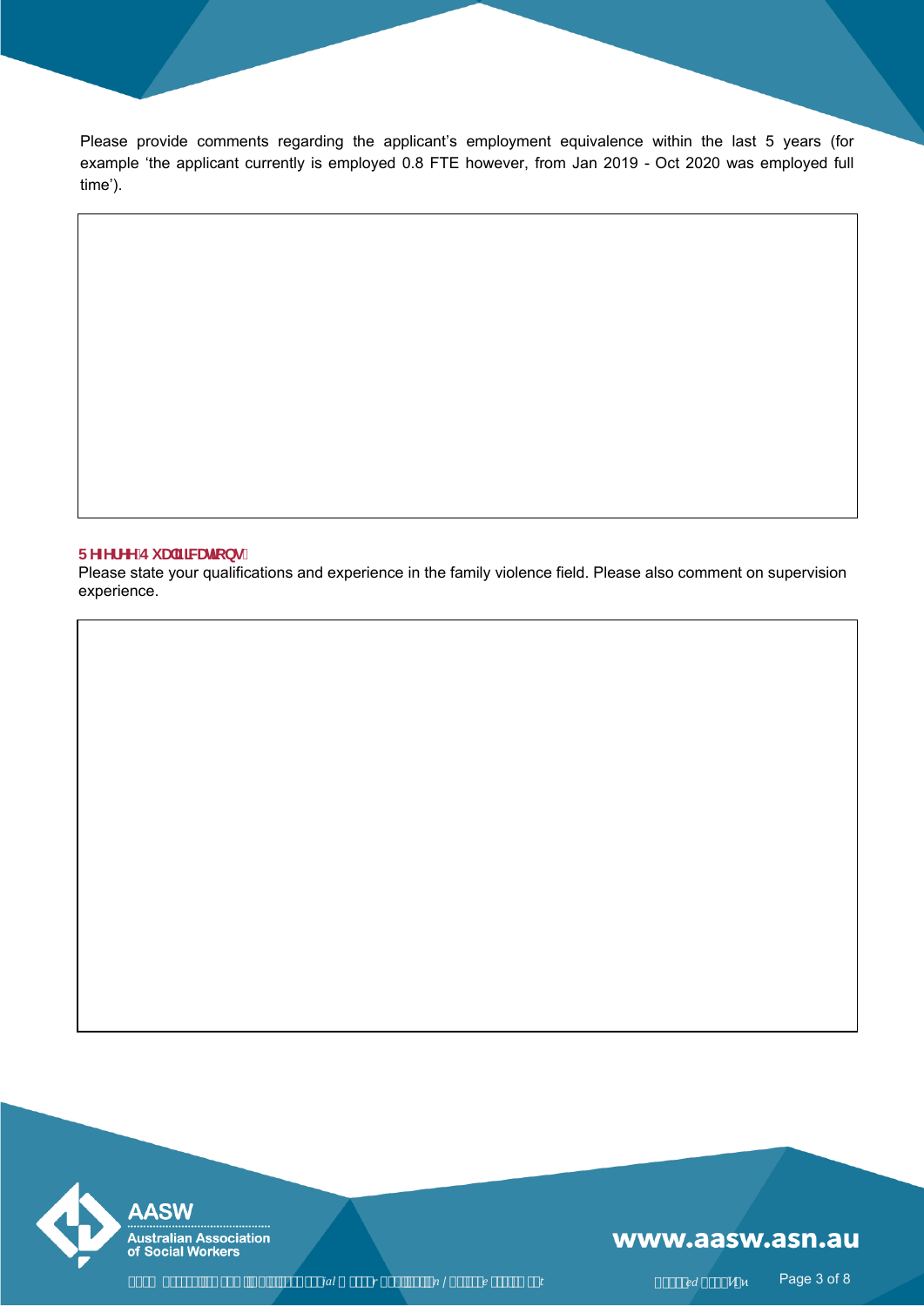Please provide comments regarding the applicant's employment equivalence within the last 5 years (for example 'the applicant currently is employed 0.8 FTE however, from Jan 2019 - Oct 2020 was employed full time').

## Referee Qualifications

Please state your qualifications and experience in the family violence field. Please also comment on supervision experience.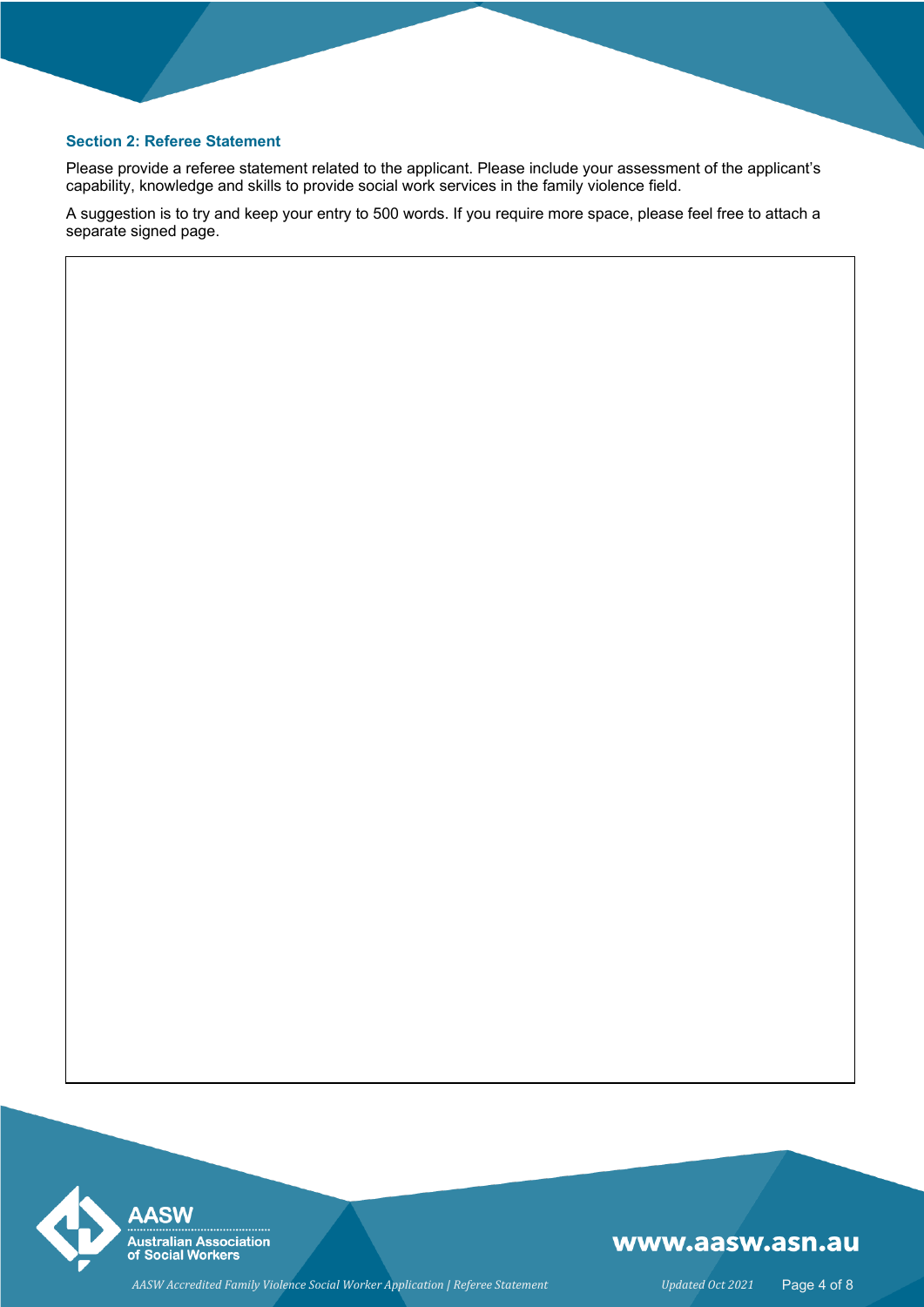## Section 2: Referee Statement

Please provide a referee statement related to the applicant. Please include your assessment of the applicant's capability, knowledge and skills to provide social work services in the family violence field.

A suggestion is to try and keep your entry to 500 words. If you require more space, please feel free to attach a separate signed page.

|  |
|---|
|  |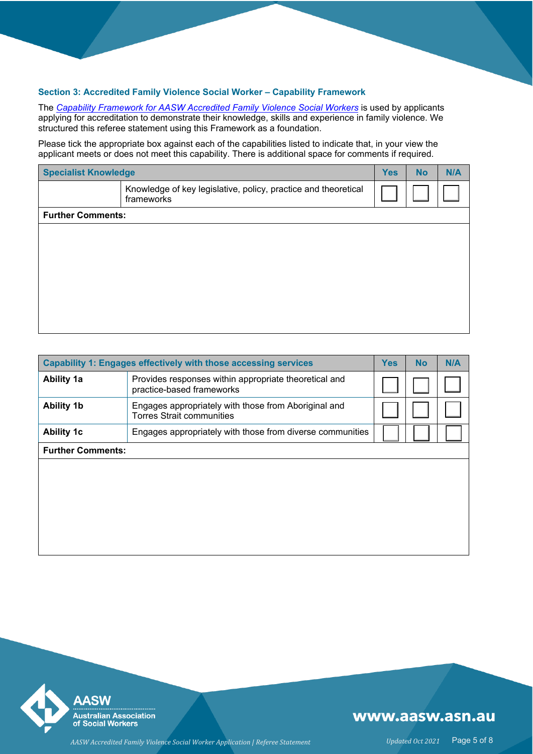### Section 3: Accredited Family Violence Social Worker – Capability Framework

The *Capability Framework for AASW Accredited Family Violence Social Workers* is used by applicants applying for accreditation to demonstrate their knowledge, skills and experience in family violence. We structured this referee statement using this Framework as a foundation.

Please tick the appropriate box against each of the capabilities listed to indicate that, in your view the applicant meets or does not meet this capability. There is additional space for comments if required.

| Specialist Knowledge | | Yes | No | N/A |
|---|---|---|---|---|
| | Knowledge of key legislative, policy, practice and theoretical frameworks | ☐ | ☐ | ☐ |

**Further Comments:**

| Capability 1: Engages effectively with those accessing services | | Yes | No | N/A |
|---|---|---|---|---|
| **Ability 1a** | Provides responses within appropriate theoretical and practice-based frameworks | ☐ | ☐ | ☐ |
| **Ability 1b** | Engages appropriately with those from Aboriginal and Torres Strait communities | ☐ | ☐ | ☐ |
| **Ability 1c** | Engages appropriately with those from diverse communities | ☐ | ☐ | ☐ |

**Further Comments:**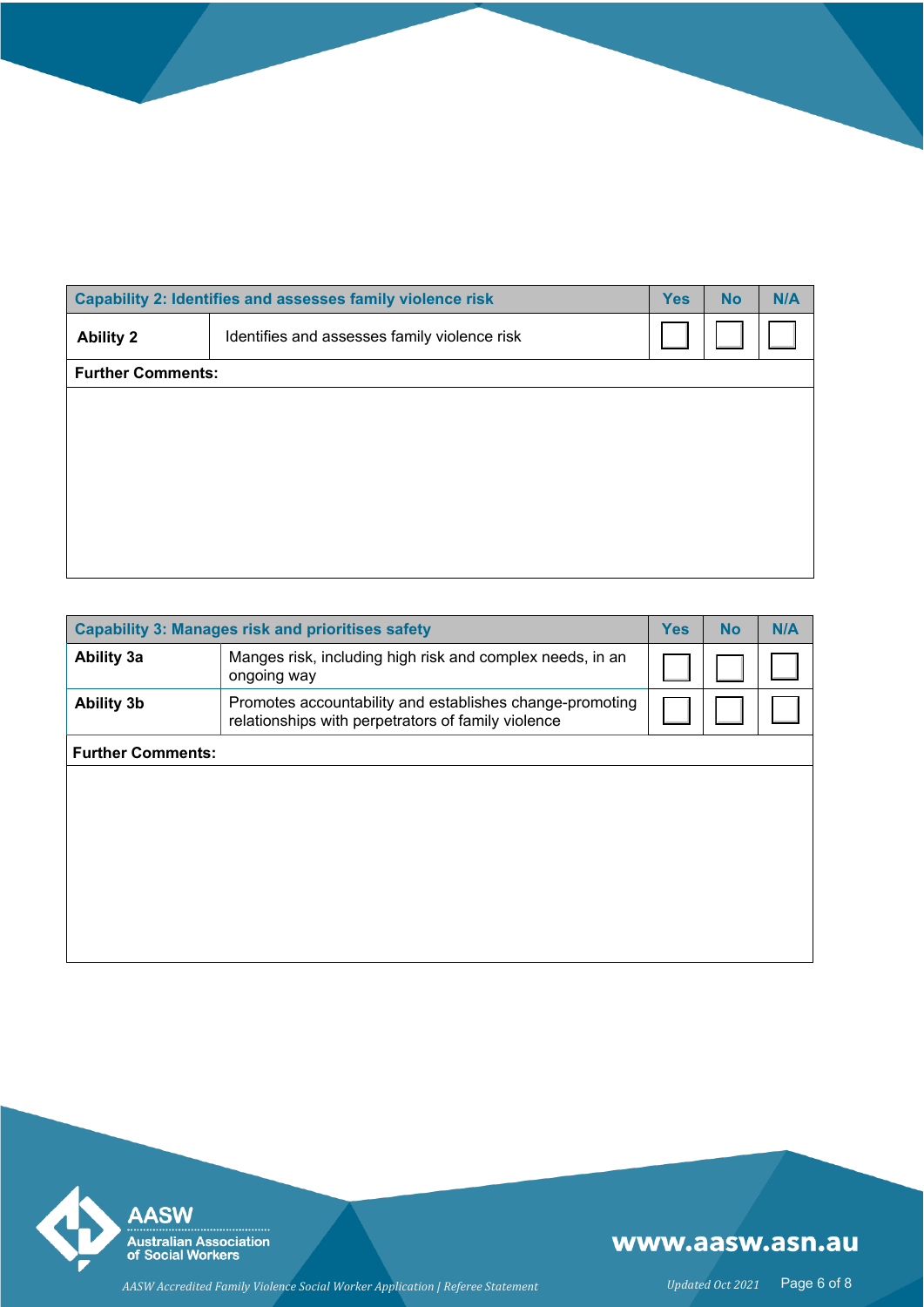| Capability 2: Identifies and assesses family violence risk | | Yes | No | N/A |
|---|---|---|---|---|
| **Ability 2** | Identifies and assesses family violence risk | ☐ | ☐ | ☐ |
| **Further Comments:** | | | | |
| | | | | |

| Capability 3: Manages risk and prioritises safety | | Yes | No | N/A |
|---|---|---|---|---|
| **Ability 3a** | Manges risk, including high risk and complex needs, in an ongoing way | ☐ | ☐ | ☐ |
| **Ability 3b** | Promotes accountability and establishes change-promoting relationships with perpetrators of family violence | ☐ | ☐ | ☐ |
| **Further Comments:** | | | | |
| | | | | |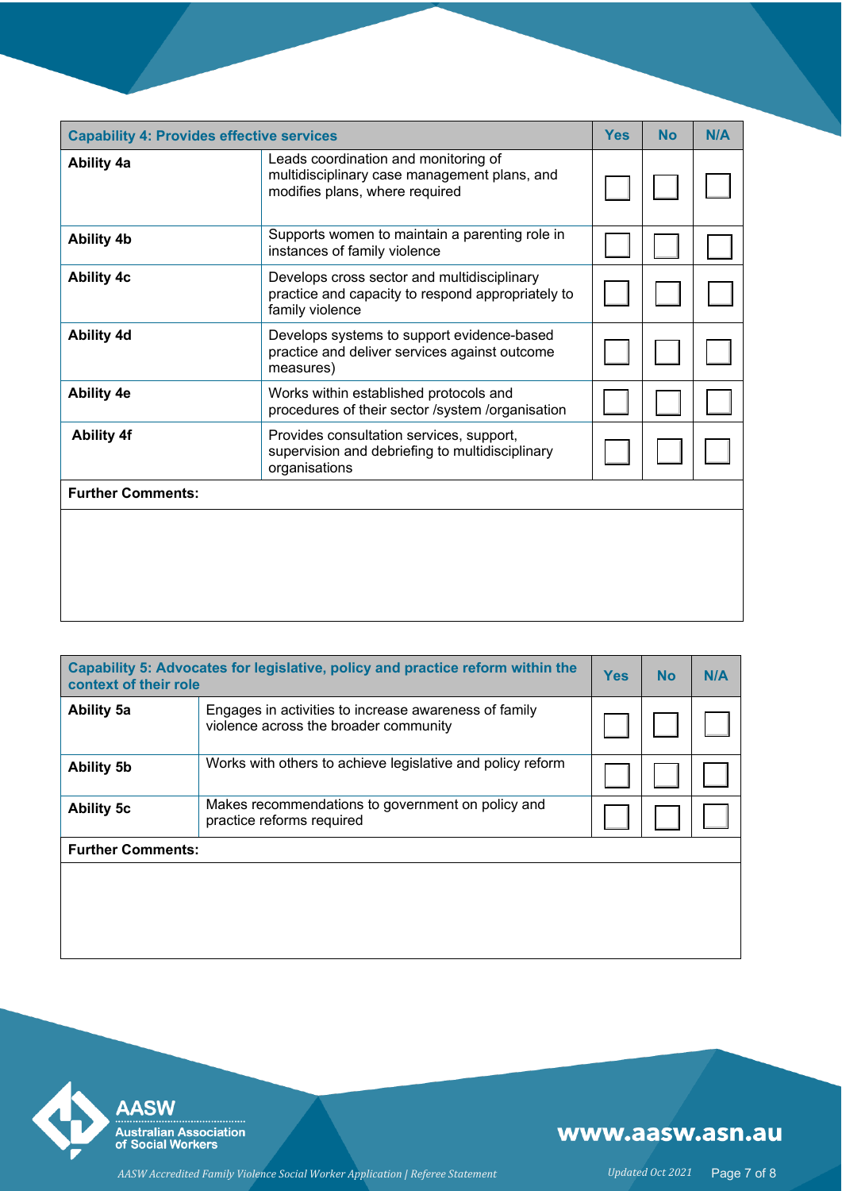| Capability 4: Provides effective services | | Yes | No | N/A |
|---|---|---|---|---|
| **Ability 4a** | Leads coordination and monitoring of multidisciplinary case management plans, and modifies plans, where required | ☐ | ☐ | ☐ |
| **Ability 4b** | Supports women to maintain a parenting role in instances of family violence | ☐ | ☐ | ☐ |
| **Ability 4c** | Develops cross sector and multidisciplinary practice and capacity to respond appropriately to family violence | ☐ | ☐ | ☐ |
| **Ability 4d** | Develops systems to support evidence-based practice and deliver services against outcome measures) | ☐ | ☐ | ☐ |
| **Ability 4e** | Works within established protocols and procedures of their sector /system /organisation | ☐ | ☐ | ☐ |
| **Ability 4f** | Provides consultation services, support, supervision and debriefing to multidisciplinary organisations | ☐ | ☐ | ☐ |
| **Further Comments:** | | | | |

| Capability 5: Advocates for legislative, policy and practice reform within the context of their role | | Yes | No | N/A |
|---|---|---|---|---|
| **Ability 5a** | Engages in activities to increase awareness of family violence across the broader community | ☐ | ☐ | ☐ |
| **Ability 5b** | Works with others to achieve legislative and policy reform | ☐ | ☐ | ☐ |
| **Ability 5c** | Makes recommendations to government on policy and practice reforms required | ☐ | ☐ | ☐ |
| **Further Comments:** | | | | |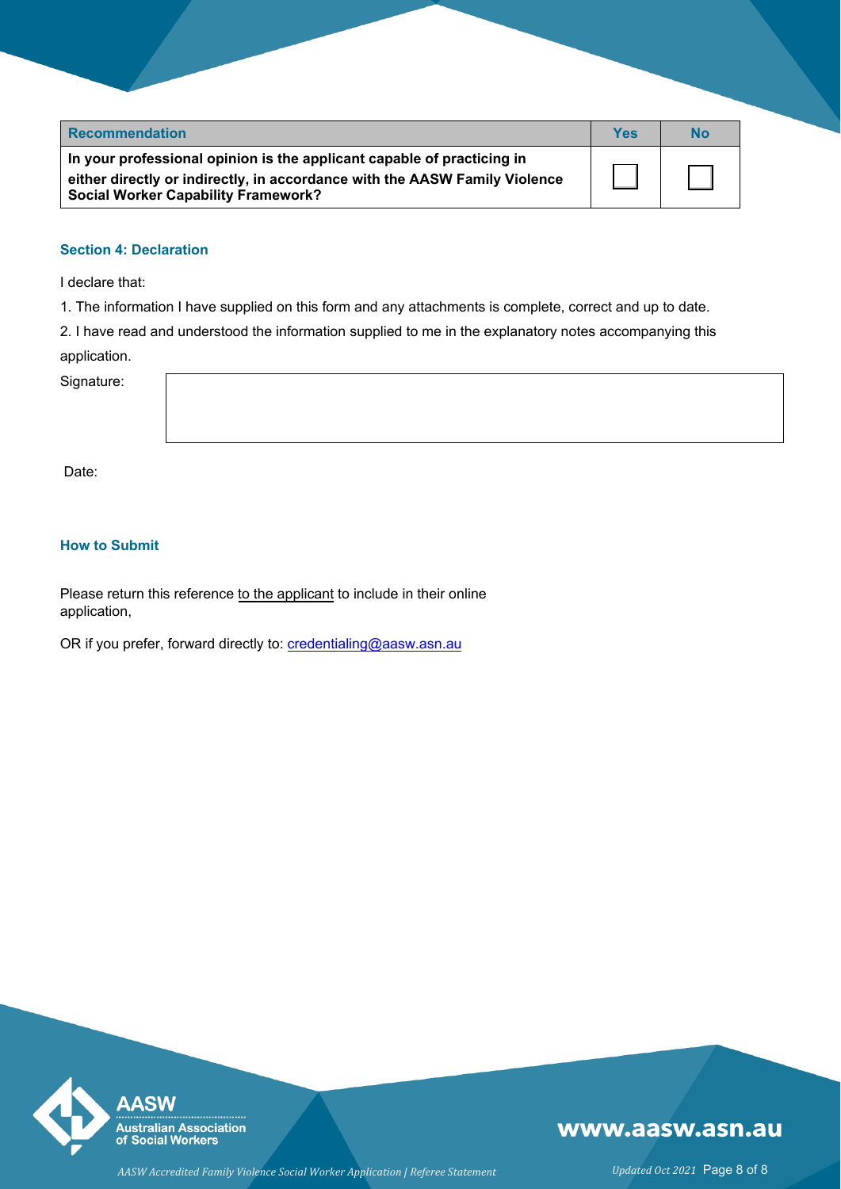| Recommendation | Yes | No |
| --- | --- | --- |
| **In your professional opinion is the applicant capable of practicing in either directly or indirectly, in accordance with the AASW Family Violence Social Worker Capability Framework?** | ☐ | ☐ |

### Section 4: Declaration

I declare that:

1. The information I have supplied on this form and any attachments is complete, correct and up to date.
2. I have read and understood the information supplied to me in the explanatory notes accompanying this application.

Signature:

Date:

### How to Submit

Please return this reference to the applicant to include in their online application,

OR if you prefer, forward directly to: credentialing@aasw.asn.au